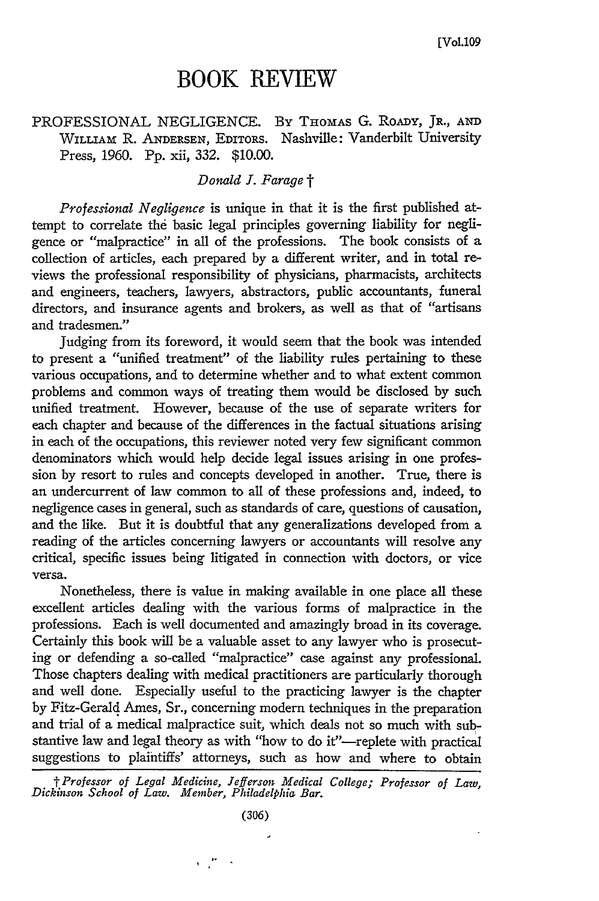# BOOK REVIEW

PROFESSIONAL NEGLIGENCE. By THOMAS G. ROADY, JR., AND WILLIAM R. ANDERSEN, EDITORS. Nashville: Vanderbilt University Press, 1960. Pp. xii, 332. $10.00.

*Donald J. Farage* †

*Professional Negligence* is unique in that it is the first published attempt to correlate the basic legal principles governing liability for negligence or "malpractice" in all of the professions. The book consists of a collection of articles, each prepared by a different writer, and in total reviews the professional responsibility of physicians, pharmacists, architects and engineers, teachers, lawyers, abstractors, public accountants, funeral directors, and insurance agents and brokers, as well as that of "artisans and tradesmen."

Judging from its foreword, it would seem that the book was intended to present a "unified treatment" of the liability rules pertaining to these various occupations, and to determine whether and to what extent common problems and common ways of treating them would be disclosed by such unified treatment. However, because of the use of separate writers for each chapter and because of the differences in the factual situations arising in each of the occupations, this reviewer noted very few significant common denominators which would help decide legal issues arising in one profession by resort to rules and concepts developed in another. True, there is an undercurrent of law common to all of these professions and, indeed, to negligence cases in general, such as standards of care, questions of causation, and the like. But it is doubtful that any generalizations developed from a reading of the articles concerning lawyers or accountants will resolve any critical, specific issues being litigated in connection with doctors, or vice versa.

Nonetheless, there is value in making available in one place all these excellent articles dealing with the various forms of malpractice in the professions. Each is well documented and amazingly broad in its coverage. Certainly this book will be a valuable asset to any lawyer who is prosecuting or defending a so-called "malpractice" case against any professional. Those chapters dealing with medical practitioners are particularly thorough and well done. Especially useful to the practicing lawyer is the chapter by Fitz-Gerald Ames, Sr., concerning modern techniques in the preparation and trial of a medical malpractice suit, which deals not so much with substantive law and legal theory as with "how to do it"—replete with practical suggestions to plaintiffs' attorneys, such as how and where to obtain

† *Professor of Legal Medicine, Jefferson Medical College; Professor of Law, Dickinson School of Law. Member, Philadelphia Bar.*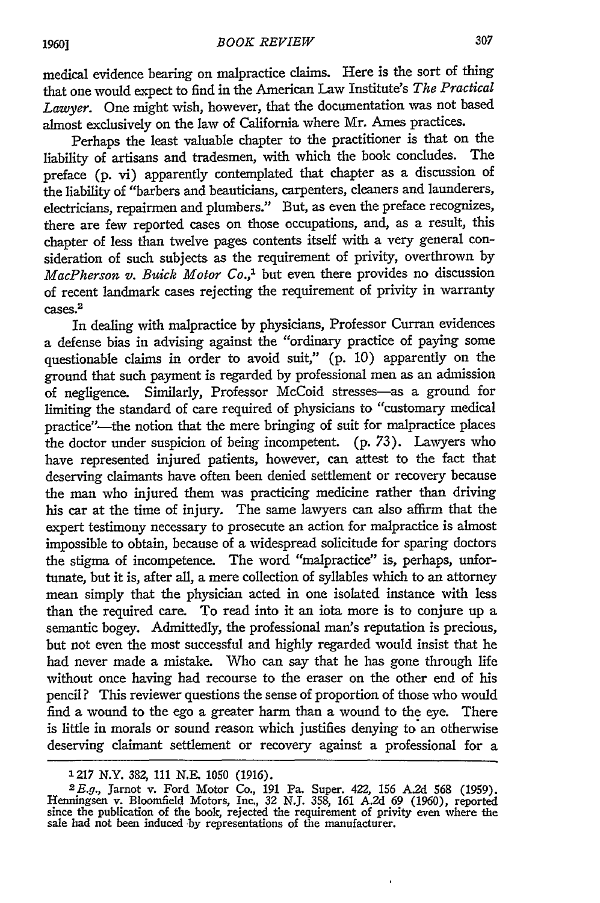medical evidence bearing on malpractice claims. Here is the sort of thing that one would expect to find in the American Law Institute's *The Practical Lawyer*. One might wish, however, that the documentation was not based almost exclusively on the law of California where Mr. Ames practices.

Perhaps the least valuable chapter to the practitioner is that on the liability of artisans and tradesmen, with which the book concludes. The preface (p. vi) apparently contemplated that chapter as a discussion of the liability of "barbers and beauticians, carpenters, cleaners and launderers, electricians, repairmen and plumbers." But, as even the preface recognizes, there are few reported cases on those occupations, and, as a result, this chapter of less than twelve pages contents itself with a very general consideration of such subjects as the requirement of privity, overthrown by *MacPherson v. Buick Motor Co.*,[1] but even there provides no discussion of recent landmark cases rejecting the requirement of privity in warranty cases.[2]

In dealing with malpractice by physicians, Professor Curran evidences a defense bias in advising against the "ordinary practice of paying some questionable claims in order to avoid suit," (p. 10) apparently on the ground that such payment is regarded by professional men as an admission of negligence. Similarly, Professor McCoid stresses—as a ground for limiting the standard of care required of physicians to "customary medical practice"—the notion that the mere bringing of suit for malpractice places the doctor under suspicion of being incompetent. (p. 73). Lawyers who have represented injured patients, however, can attest to the fact that deserving claimants have often been denied settlement or recovery because the man who injured them was practicing medicine rather than driving his car at the time of injury. The same lawyers can also affirm that the expert testimony necessary to prosecute an action for malpractice is almost impossible to obtain, because of a widespread solicitude for sparing doctors the stigma of incompetence. The word "malpractice" is, perhaps, unfortunate, but it is, after all, a mere collection of syllables which to an attorney mean simply that the physician acted in one isolated instance with less than the required care. To read into it an iota more is to conjure up a semantic bogey. Admittedly, the professional man's reputation is precious, but not even the most successful and highly regarded would insist that he had never made a mistake. Who can say that he has gone through life without once having had recourse to the eraser on the other end of his pencil? This reviewer questions the sense of proportion of those who would find a wound to the ego a greater harm than a wound to the eye. There is little in morals or sound reason which justifies denying to an otherwise deserving claimant settlement or recovery against a professional for a

---

[1] 217 N.Y. 382, 111 N.E. 1050 (1916).

[2] *E.g.*, Jarnot v. Ford Motor Co., 191 Pa. Super. 422, 156 A.2d 568 (1959). Henningsen v. Bloomfield Motors, Inc., 32 N.J. 358, 161 A.2d 69 (1960), reported since the publication of the book, rejected the requirement of privity even where the sale had not been induced by representations of the manufacturer.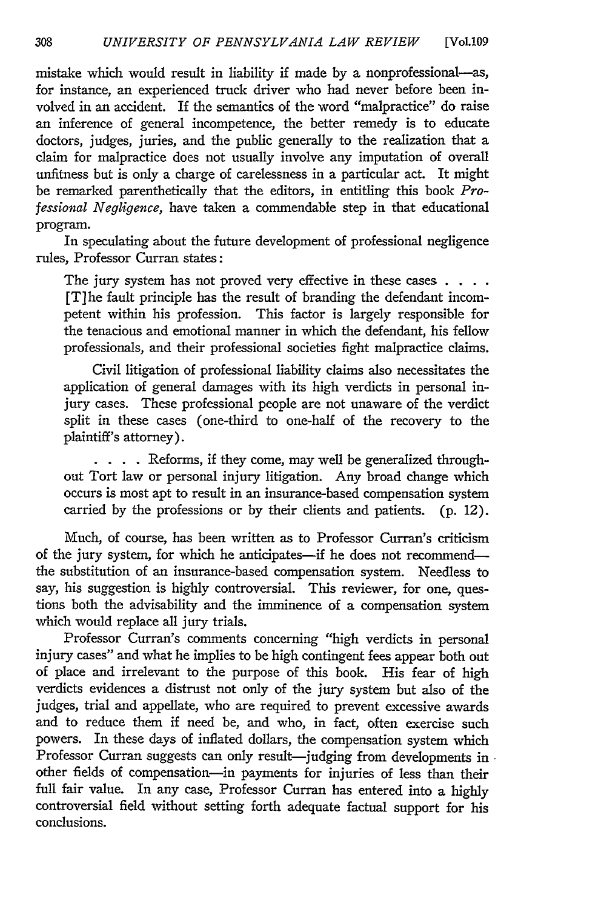mistake which would result in liability if made by a nonprofessional—as, for instance, an experienced truck driver who had never before been involved in an accident. If the semantics of the word "malpractice" do raise an inference of general incompetence, the better remedy is to educate doctors, judges, juries, and the public generally to the realization that a claim for malpractice does not usually involve any imputation of overall unfitness but is only a charge of carelessness in a particular act. It might be remarked parenthetically that the editors, in entitling this book *Professional Negligence*, have taken a commendable step in that educational program.

In speculating about the future development of professional negligence rules, Professor Curran states:

> The jury system has not proved very effective in these cases . . . . [T]he fault principle has the result of branding the defendant incompetent within his profession. This factor is largely responsible for the tenacious and emotional manner in which the defendant, his fellow professionals, and their professional societies fight malpractice claims.
>
> Civil litigation of professional liability claims also necessitates the application of general damages with its high verdicts in personal injury cases. These professional people are not unaware of the verdict split in these cases (one-third to one-half of the recovery to the plaintiff's attorney).
>
> . . . . Reforms, if they come, may well be generalized throughout Tort law or personal injury litigation. Any broad change which occurs is most apt to result in an insurance-based compensation system carried by the professions or by their clients and patients. (p. 12).

Much, of course, has been written as to Professor Curran's criticism of the jury system, for which he anticipates—if he does not recommend—the substitution of an insurance-based compensation system. Needless to say, his suggestion is highly controversial. This reviewer, for one, questions both the advisability and the imminence of a compensation system which would replace all jury trials.

Professor Curran's comments concerning "high verdicts in personal injury cases" and what he implies to be high contingent fees appear both out of place and irrelevant to the purpose of this book. His fear of high verdicts evidences a distrust not only of the jury system but also of the judges, trial and appellate, who are required to prevent excessive awards and to reduce them if need be, and who, in fact, often exercise such powers. In these days of inflated dollars, the compensation system which Professor Curran suggests can only result—judging from developments in other fields of compensation—in payments for injuries of less than their full fair value. In any case, Professor Curran has entered into a highly controversial field without setting forth adequate factual support for his conclusions.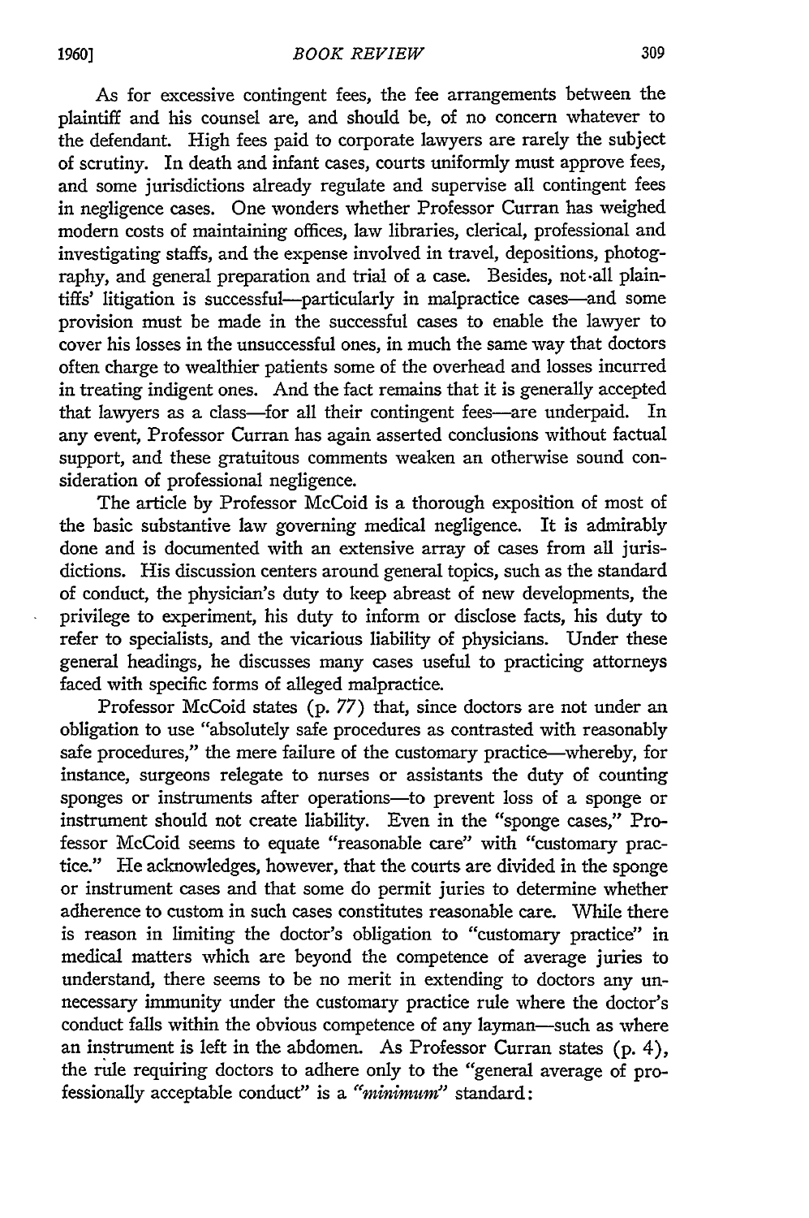As for excessive contingent fees, the fee arrangements between the plaintiff and his counsel are, and should be, of no concern whatever to the defendant. High fees paid to corporate lawyers are rarely the subject of scrutiny. In death and infant cases, courts uniformly must approve fees, and some jurisdictions already regulate and supervise all contingent fees in negligence cases. One wonders whether Professor Curran has weighed modern costs of maintaining offices, law libraries, clerical, professional and investigating staffs, and the expense involved in travel, depositions, photography, and general preparation and trial of a case. Besides, not all plaintiffs' litigation is successful—particularly in malpractice cases—and some provision must be made in the successful cases to enable the lawyer to cover his losses in the unsuccessful ones, in much the same way that doctors often charge to wealthier patients some of the overhead and losses incurred in treating indigent ones. And the fact remains that it is generally accepted that lawyers as a class—for all their contingent fees—are underpaid. In any event, Professor Curran has again asserted conclusions without factual support, and these gratuitous comments weaken an otherwise sound consideration of professional negligence.

The article by Professor McCoid is a thorough exposition of most of the basic substantive law governing medical negligence. It is admirably done and is documented with an extensive array of cases from all jurisdictions. His discussion centers around general topics, such as the standard of conduct, the physician's duty to keep abreast of new developments, the privilege to experiment, his duty to inform or disclose facts, his duty to refer to specialists, and the vicarious liability of physicians. Under these general headings, he discusses many cases useful to practicing attorneys faced with specific forms of alleged malpractice.

Professor McCoid states (p. 77) that, since doctors are not under an obligation to use "absolutely safe procedures as contrasted with reasonably safe procedures," the mere failure of the customary practice—whereby, for instance, surgeons relegate to nurses or assistants the duty of counting sponges or instruments after operations—to prevent loss of a sponge or instrument should not create liability. Even in the "sponge cases," Professor McCoid seems to equate "reasonable care" with "customary practice." He acknowledges, however, that the courts are divided in the sponge or instrument cases and that some do permit juries to determine whether adherence to custom in such cases constitutes reasonable care. While there is reason in limiting the doctor's obligation to "customary practice" in medical matters which are beyond the competence of average juries to understand, there seems to be no merit in extending to doctors any unnecessary immunity under the customary practice rule where the doctor's conduct falls within the obvious competence of any layman—such as where an instrument is left in the abdomen. As Professor Curran states (p. 4), the rule requiring doctors to adhere only to the "general average of professionally acceptable conduct" is a *"minimum"* standard: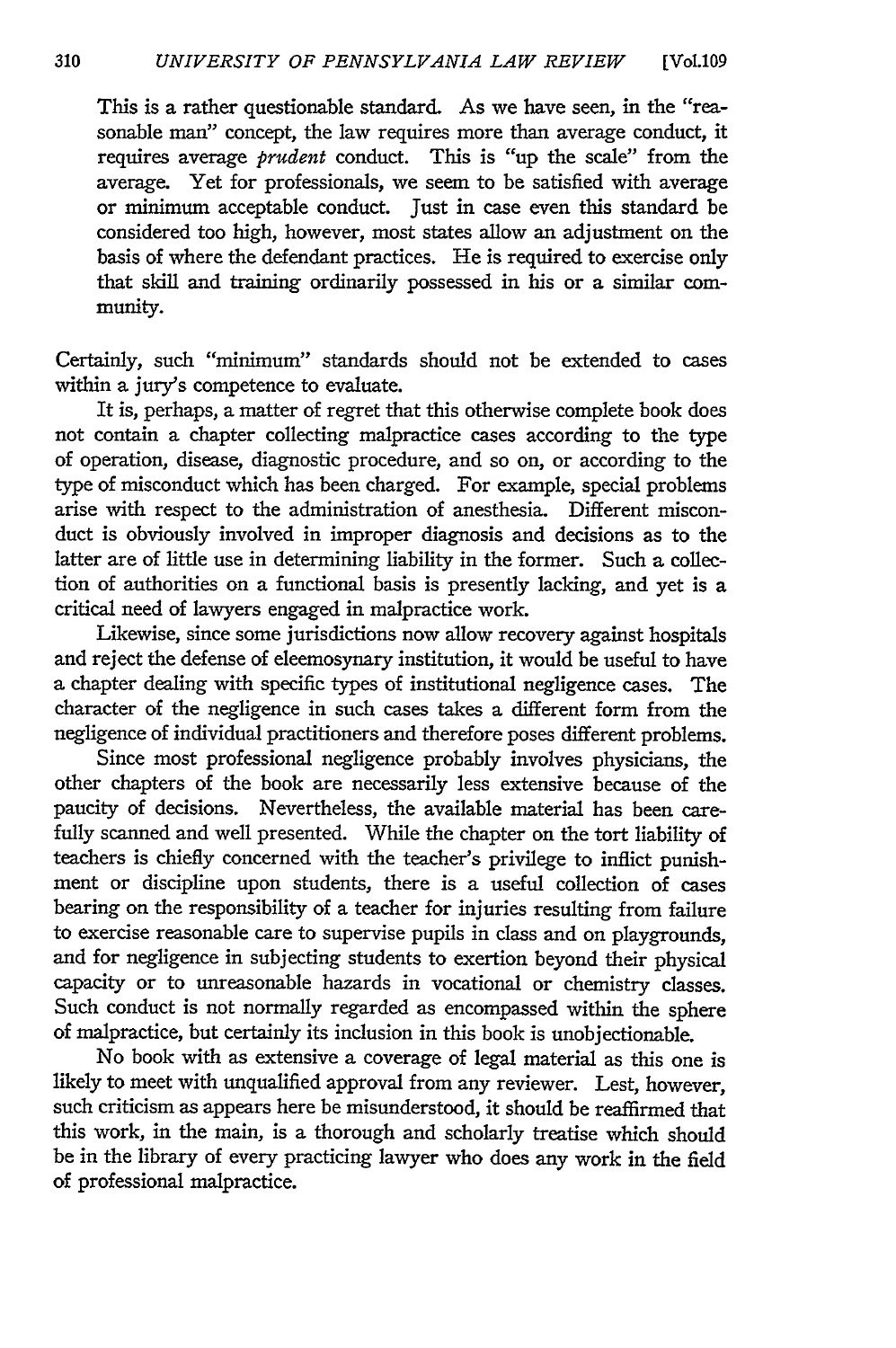> This is a rather questionable standard. As we have seen, in the "reasonable man" concept, the law requires more than average conduct, it requires average *prudent* conduct. This is "up the scale" from the average. Yet for professionals, we seem to be satisfied with average or minimum acceptable conduct. Just in case even this standard be considered too high, however, most states allow an adjustment on the basis of where the defendant practices. He is required to exercise only that skill and training ordinarily possessed in his or a similar community.

Certainly, such "minimum" standards should not be extended to cases within a jury's competence to evaluate.

It is, perhaps, a matter of regret that this otherwise complete book does not contain a chapter collecting malpractice cases according to the type of operation, disease, diagnostic procedure, and so on, or according to the type of misconduct which has been charged. For example, special problems arise with respect to the administration of anesthesia. Different misconduct is obviously involved in improper diagnosis and decisions as to the latter are of little use in determining liability in the former. Such a collection of authorities on a functional basis is presently lacking, and yet is a critical need of lawyers engaged in malpractice work.

Likewise, since some jurisdictions now allow recovery against hospitals and reject the defense of eleemosynary institution, it would be useful to have a chapter dealing with specific types of institutional negligence cases. The character of the negligence in such cases takes a different form from the negligence of individual practitioners and therefore poses different problems.

Since most professional negligence probably involves physicians, the other chapters of the book are necessarily less extensive because of the paucity of decisions. Nevertheless, the available material has been carefully scanned and well presented. While the chapter on the tort liability of teachers is chiefly concerned with the teacher's privilege to inflict punishment or discipline upon students, there is a useful collection of cases bearing on the responsibility of a teacher for injuries resulting from failure to exercise reasonable care to supervise pupils in class and on playgrounds, and for negligence in subjecting students to exertion beyond their physical capacity or to unreasonable hazards in vocational or chemistry classes. Such conduct is not normally regarded as encompassed within the sphere of malpractice, but certainly its inclusion in this book is unobjectionable.

No book with as extensive a coverage of legal material as this one is likely to meet with unqualified approval from any reviewer. Lest, however, such criticism as appears here be misunderstood, it should be reaffirmed that this work, in the main, is a thorough and scholarly treatise which should be in the library of every practicing lawyer who does any work in the field of professional malpractice.